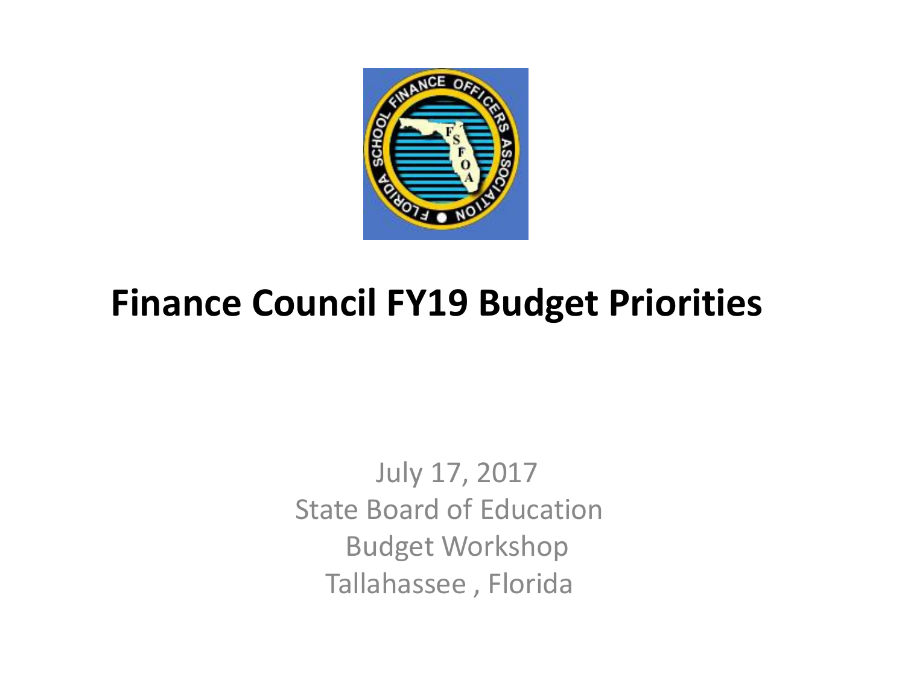# Finance Council FY19 Budget Priorities

July 17, 2017
State Board of Education
Budget Workshop
Tallahassee , Florida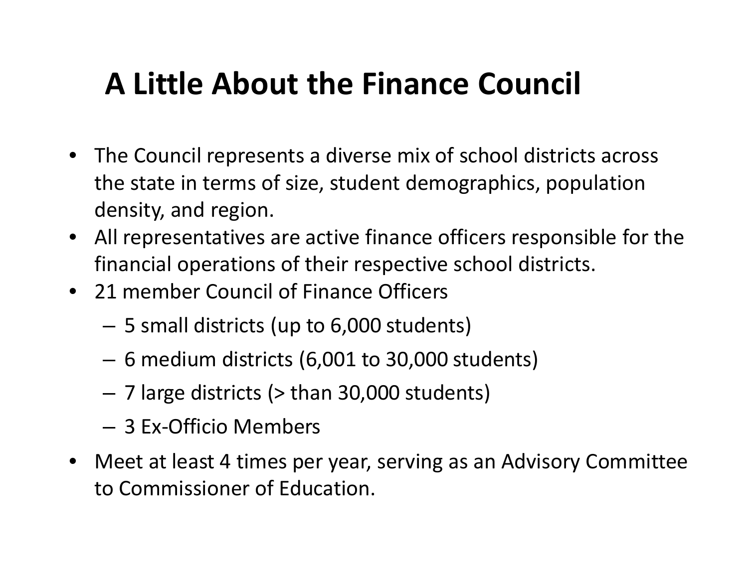# A Little About the Finance Council

- The Council represents a diverse mix of school districts across the state in terms of size, student demographics, population density, and region.
- All representatives are active finance officers responsible for the financial operations of their respective school districts.
- 21 member Council of Finance Officers
  - 5 small districts (up to 6,000 students)
  - 6 medium districts (6,001 to 30,000 students)
  - 7 large districts (> than 30,000 students)
  - 3 Ex-Officio Members
- Meet at least 4 times per year, serving as an Advisory Committee to Commissioner of Education.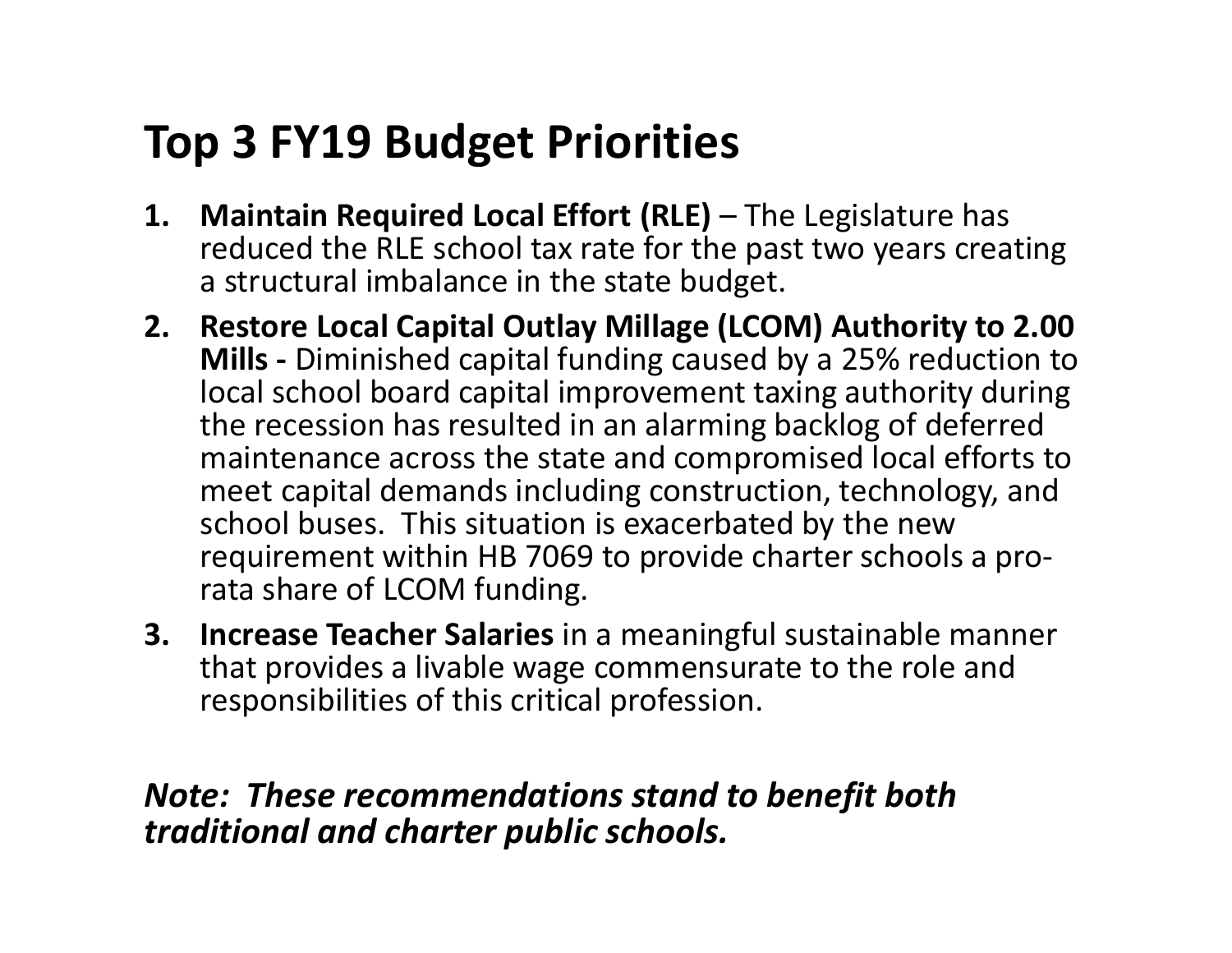# Top 3 FY19 Budget Priorities

1. **Maintain Required Local Effort (RLE)** – The Legislature has reduced the RLE school tax rate for the past two years creating a structural imbalance in the state budget.
2. **Restore Local Capital Outlay Millage (LCOM) Authority to 2.00 Mills -** Diminished capital funding caused by a 25% reduction to local school board capital improvement taxing authority during the recession has resulted in an alarming backlog of deferred maintenance across the state and compromised local efforts to meet capital demands including construction, technology, and school buses. This situation is exacerbated by the new requirement within HB 7069 to provide charter schools a pro-rata share of LCOM funding.
3. **Increase Teacher Salaries** in a meaningful sustainable manner that provides a livable wage commensurate to the role and responsibilities of this critical profession.

***Note: These recommendations stand to benefit both traditional and charter public schools.***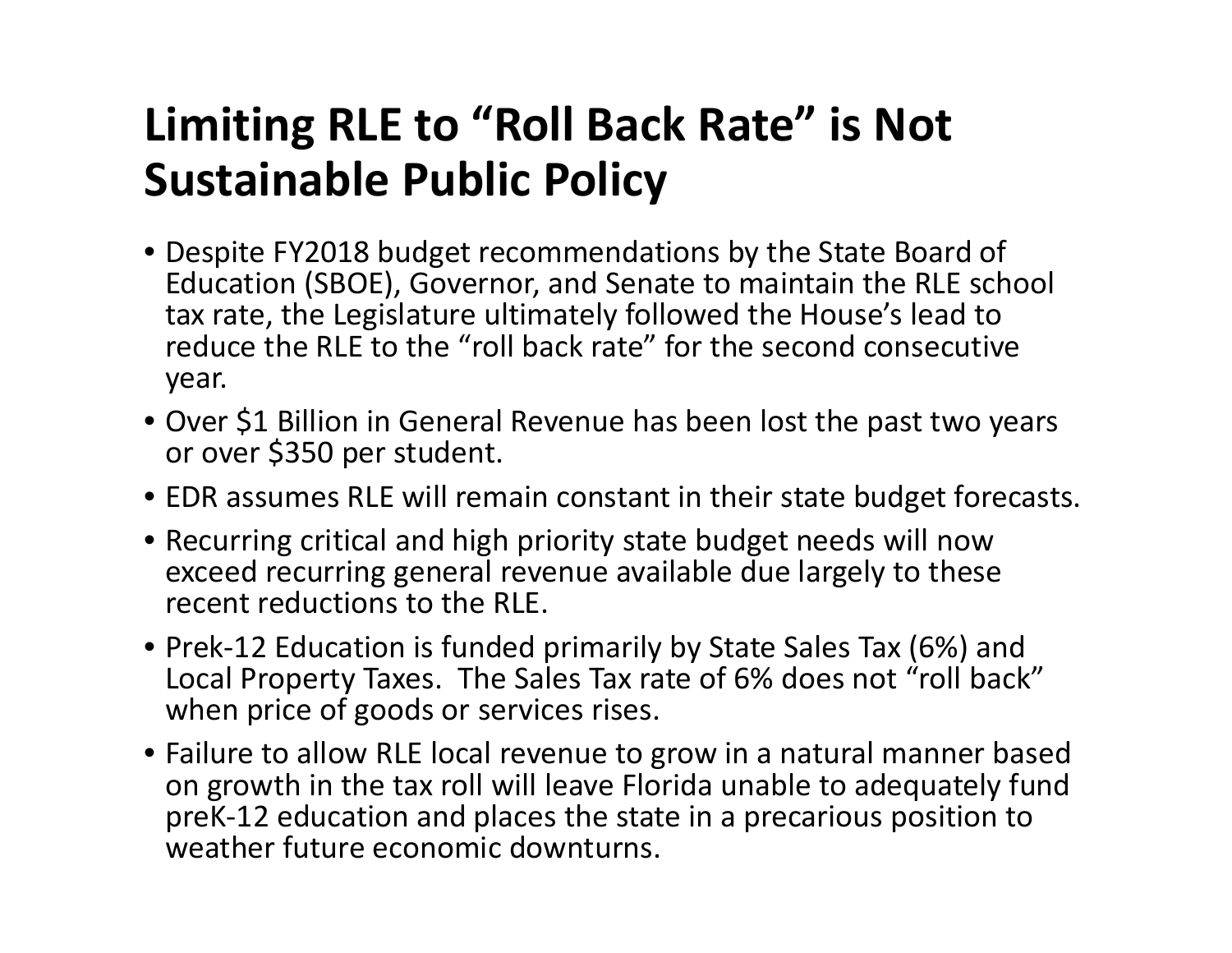# Limiting RLE to "Roll Back Rate" is Not Sustainable Public Policy

- Despite FY2018 budget recommendations by the State Board of Education (SBOE), Governor, and Senate to maintain the RLE school tax rate, the Legislature ultimately followed the House's lead to reduce the RLE to the "roll back rate" for the second consecutive year.
- Over $1 Billion in General Revenue has been lost the past two years or over $350 per student.
- EDR assumes RLE will remain constant in their state budget forecasts.
- Recurring critical and high priority state budget needs will now exceed recurring general revenue available due largely to these recent reductions to the RLE.
- Prek-12 Education is funded primarily by State Sales Tax (6%) and Local Property Taxes. The Sales Tax rate of 6% does not "roll back" when price of goods or services rises.
- Failure to allow RLE local revenue to grow in a natural manner based on growth in the tax roll will leave Florida unable to adequately fund preK-12 education and places the state in a precarious position to weather future economic downturns.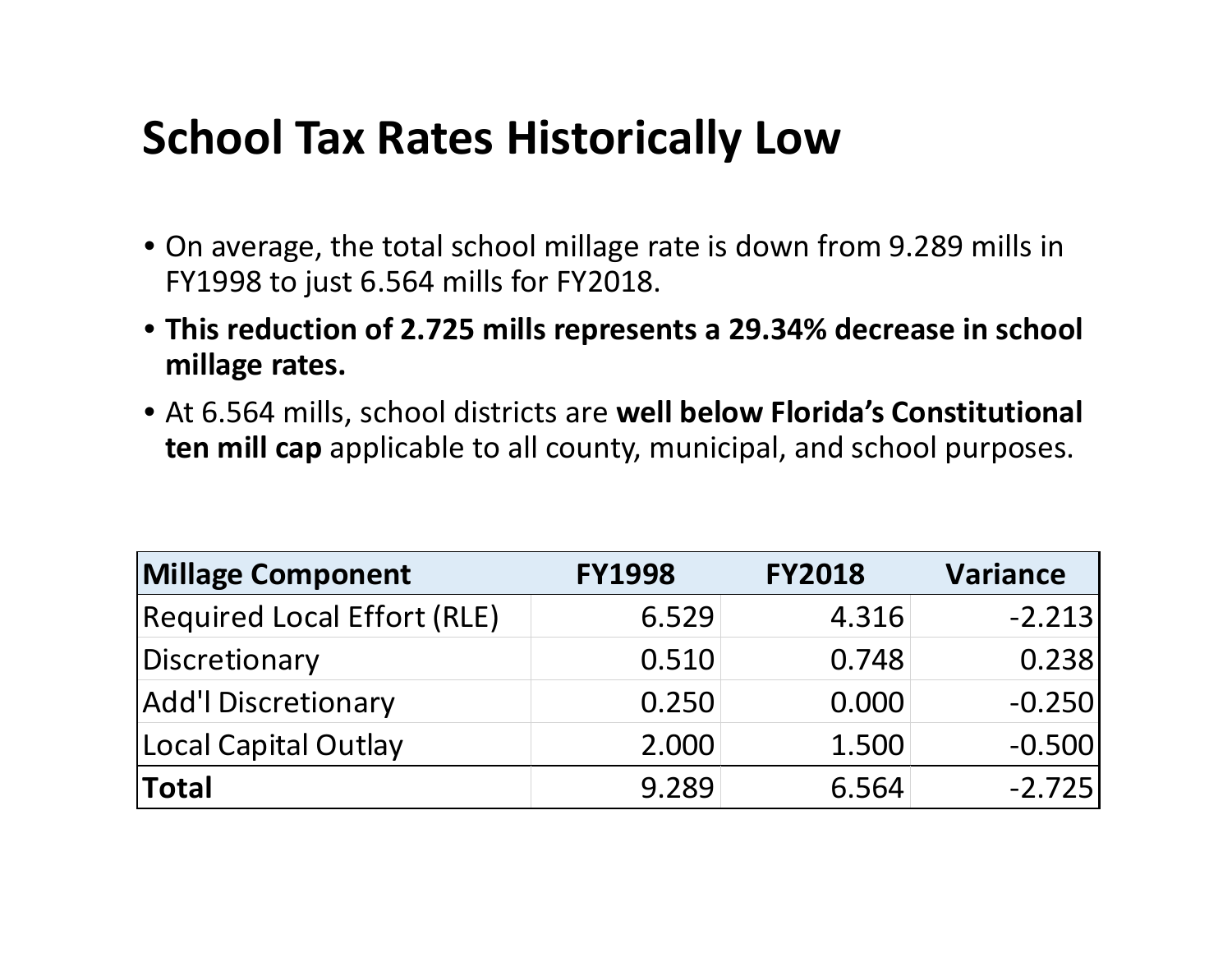# School Tax Rates Historically Low

- On average, the total school millage rate is down from 9.289 mills in FY1998 to just 6.564 mills for FY2018.
- **This reduction of 2.725 mills represents a 29.34% decrease in school millage rates.**
- At 6.564 mills, school districts are **well below Florida's Constitutional ten mill cap** applicable to all county, municipal, and school purposes.

| Millage Component | FY1998 | FY2018 | Variance |
|---|---|---|---|
| Required Local Effort (RLE) | 6.529 | 4.316 | -2.213 |
| Discretionary | 0.510 | 0.748 | 0.238 |
| Add'l Discretionary | 0.250 | 0.000 | -0.250 |
| Local Capital Outlay | 2.000 | 1.500 | -0.500 |
| **Total** | 9.289 | 6.564 | -2.725 |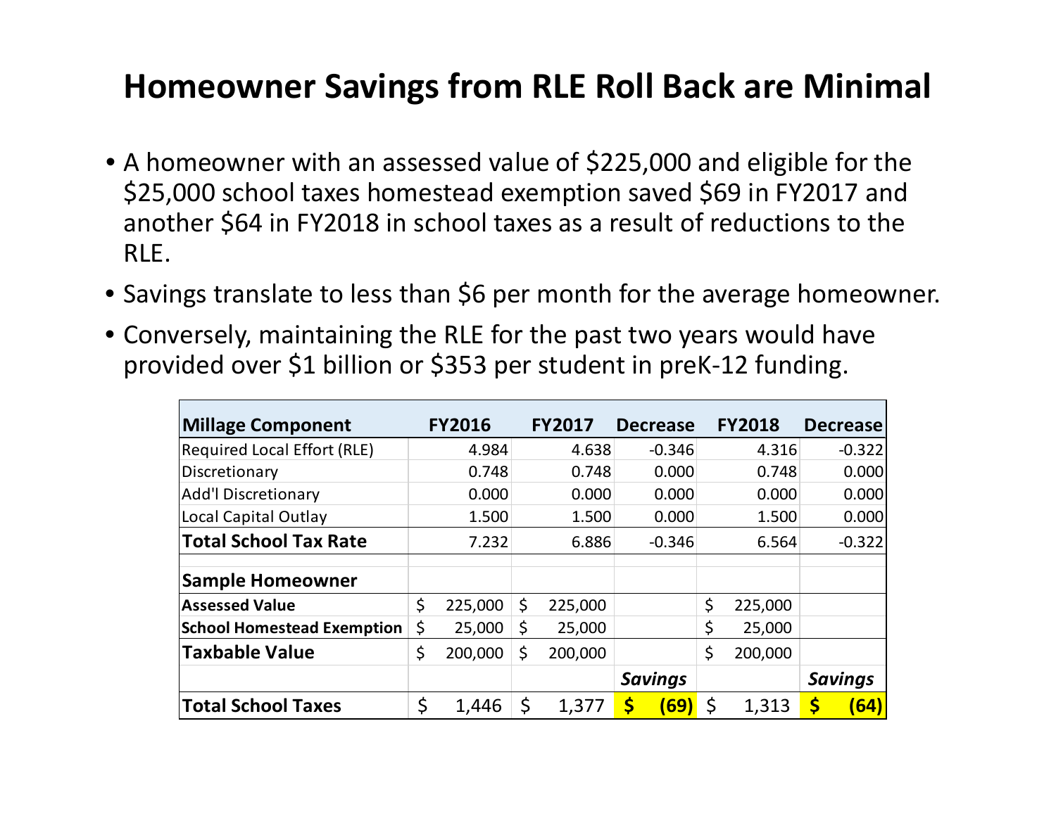# Homeowner Savings from RLE Roll Back are Minimal

- A homeowner with an assessed value of $225,000 and eligible for the $25,000 school taxes homestead exemption saved $69 in FY2017 and another $64 in FY2018 in school taxes as a result of reductions to the RLE.
- Savings translate to less than $6 per month for the average homeowner.
- Conversely, maintaining the RLE for the past two years would have provided over $1 billion or $353 per student in preK-12 funding.

| Millage Component | FY2016 | FY2017 | Decrease | FY2018 | Decrease |
|---|---|---|---|---|---|
| Required Local Effort (RLE) | 4.984 | 4.638 | -0.346 | 4.316 | -0.322 |
| Discretionary | 0.748 | 0.748 | 0.000 | 0.748 | 0.000 |
| Add'l Discretionary | 0.000 | 0.000 | 0.000 | 0.000 | 0.000 |
| Local Capital Outlay | 1.500 | 1.500 | 0.000 | 1.500 | 0.000 |
| **Total School Tax Rate** | 7.232 | 6.886 | -0.346 | 6.564 | -0.322 |
| | | | | | |
| **Sample Homeowner** | | | | | |
| **Assessed Value** | $ 225,000 | $ 225,000 | | $ 225,000 | |
| **School Homestead Exemption** | $ 25,000 | $ 25,000 | | $ 25,000 | |
| **Taxbable Value** | $ 200,000 | $ 200,000 | | $ 200,000 | |
| | | | ***Savings*** | | ***Savings*** |
| **Total School Taxes** | $ 1,446 | $ 1,377 | **$ (69)** | $ 1,313 | **$ (64)** |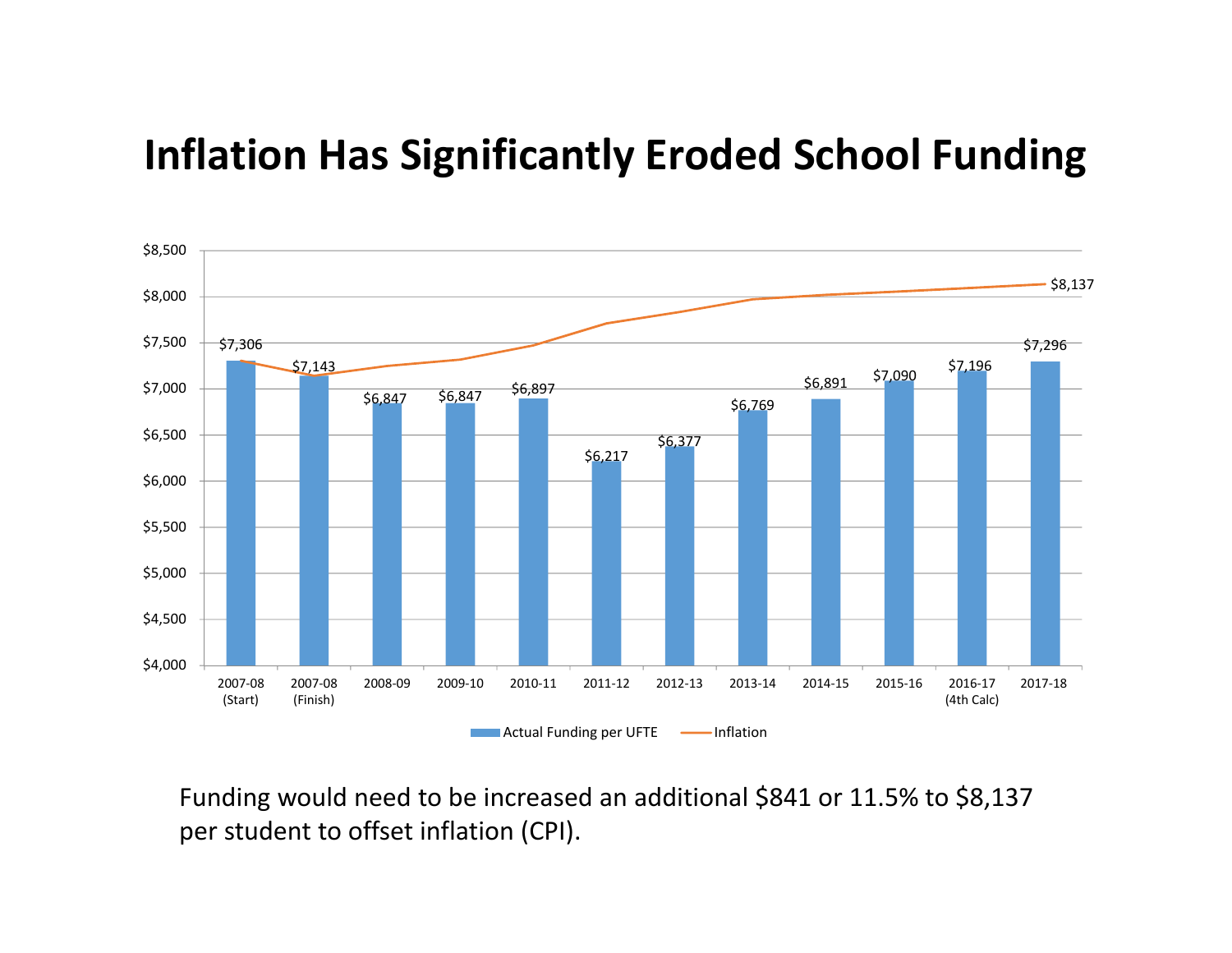# Inflation Has Significantly Eroded School Funding

| Year | Actual Funding per UFTE |
|---|---|
| 2007-08 (Start) | $7,306 |
| 2007-08 (Finish) | $7,143 |
| 2008-09 | $6,847 |
| 2009-10 | $6,847 |
| 2010-11 | $6,897 |
| 2011-12 | $6,217 |
| 2012-13 | $6,377 |
| 2013-14 | $6,769 |
| 2014-15 | $6,891 |
| 2015-16 | $7,090 |
| 2016-17 (4th Calc) | $7,196 |
| 2017-18 | $7,296 |

Inflation: $8,137 (2017-18)

Legend: Actual Funding per UFTE; Inflation

Funding would need to be increased an additional $841 or 11.5% to $8,137 per student to offset inflation (CPI).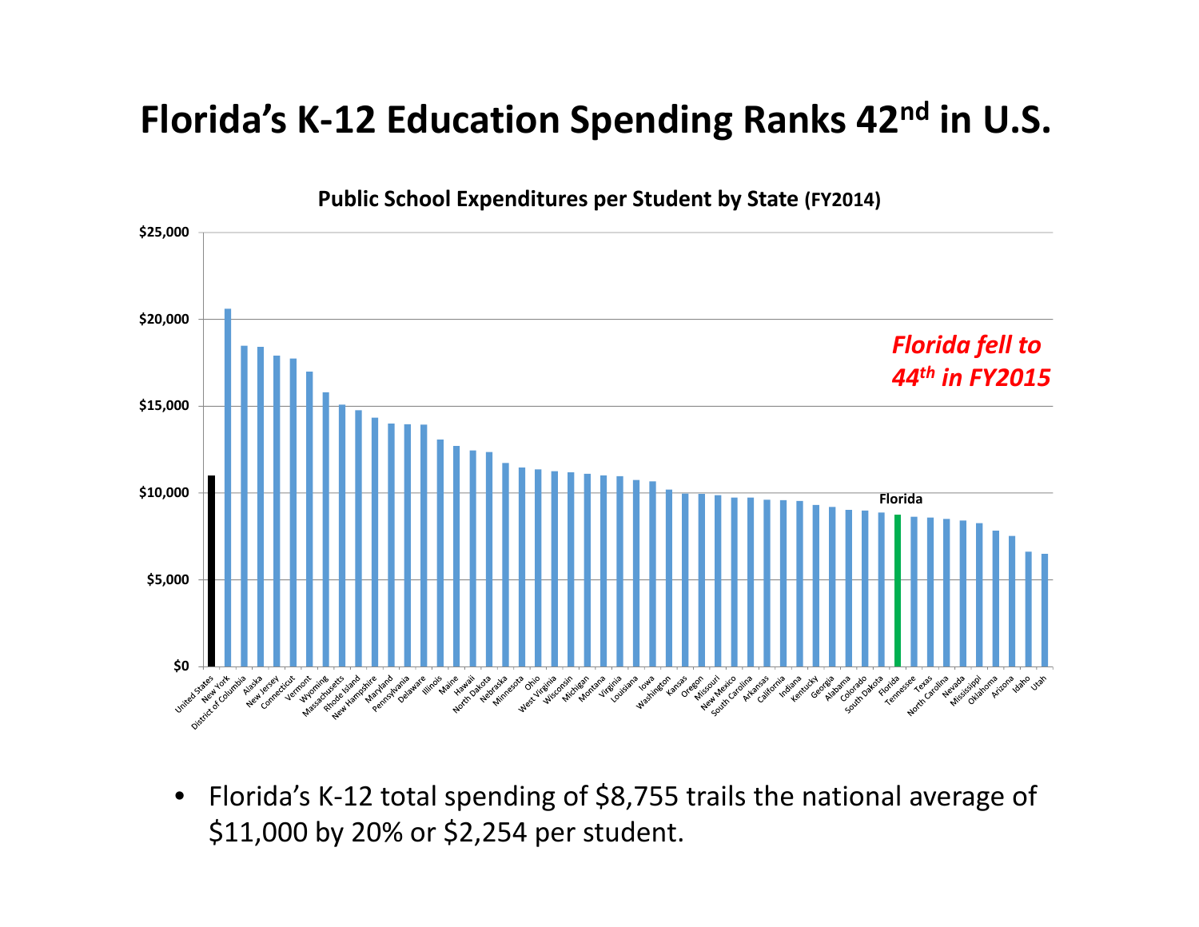# Florida's K-12 Education Spending Ranks 42nd in U.S.

**Public School Expenditures per Student by State (FY2014)**

*Florida fell to 44th in FY2015*

- Florida's K-12 total spending of $8,755 trails the national average of $11,000 by 20% or $2,254 per student.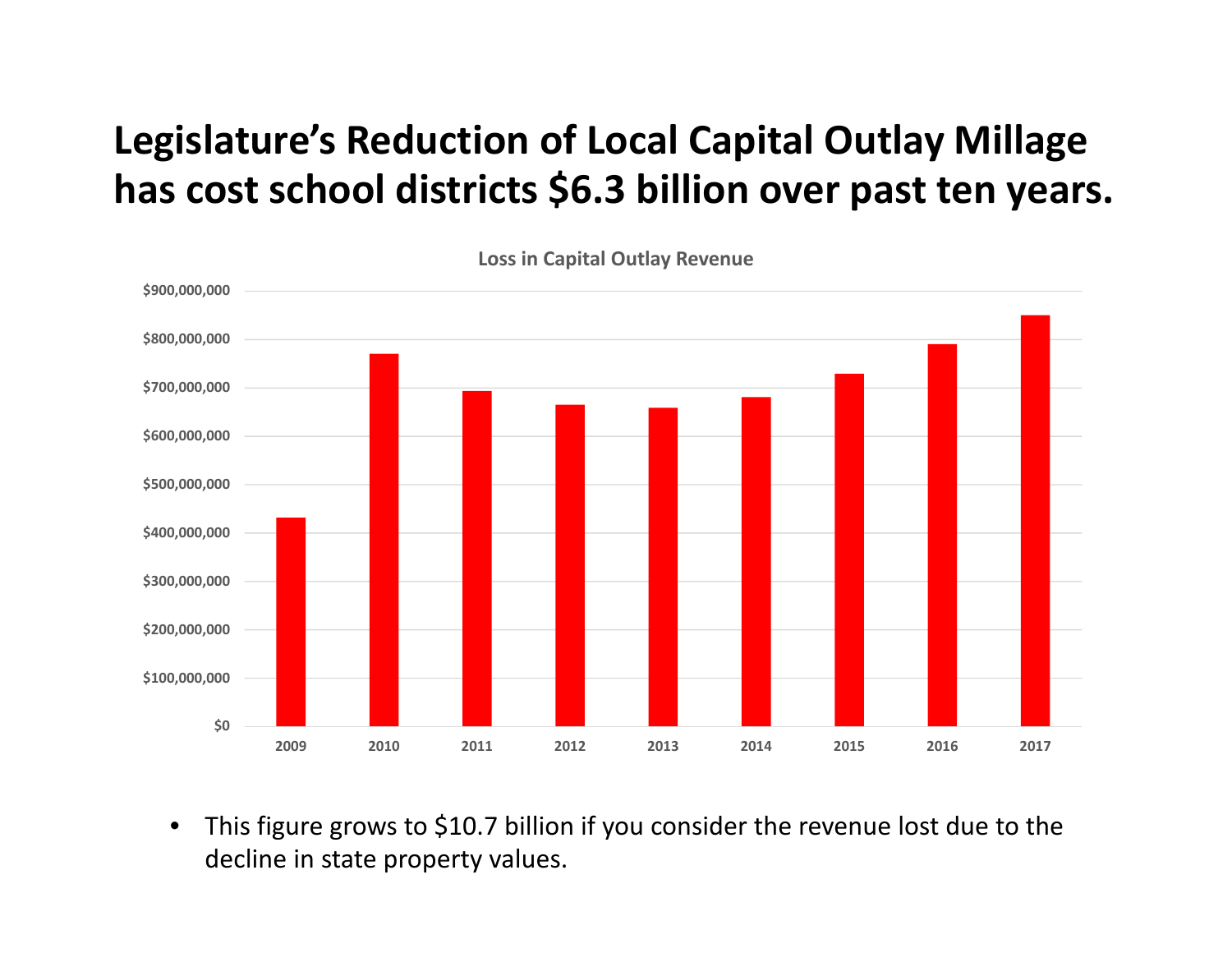# Legislature's Reduction of Local Capital Outlay Millage has cost school districts $6.3 billion over past ten years.

Loss in Capital Outlay Revenue

- This figure grows to $10.7 billion if you consider the revenue lost due to the decline in state property values.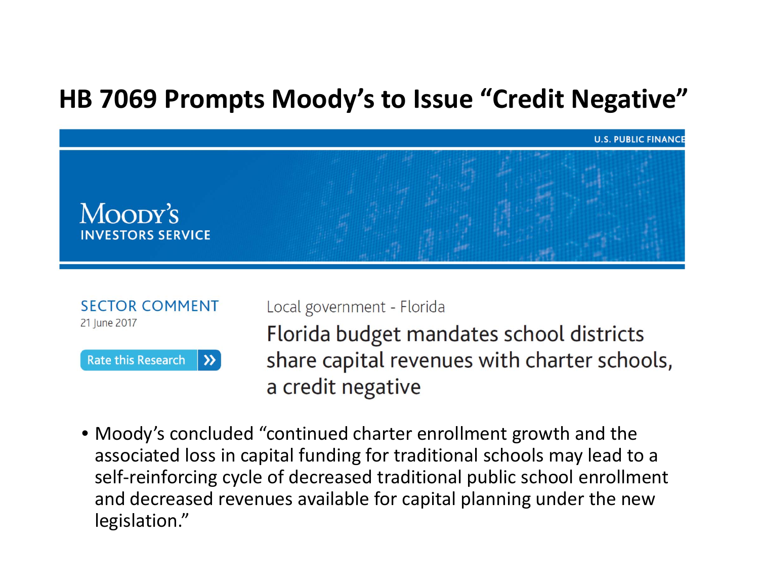# HB 7069 Prompts Moody's to Issue "Credit Negative"

U.S. PUBLIC FINANCE

MOODY'S
INVESTORS SERVICE

SECTOR COMMENT
21 June 2017

Rate this Research

Local government - Florida

## Florida budget mandates school districts share capital revenues with charter schools, a credit negative

- Moody's concluded "continued charter enrollment growth and the associated loss in capital funding for traditional schools may lead to a self-reinforcing cycle of decreased traditional public school enrollment and decreased revenues available for capital planning under the new legislation."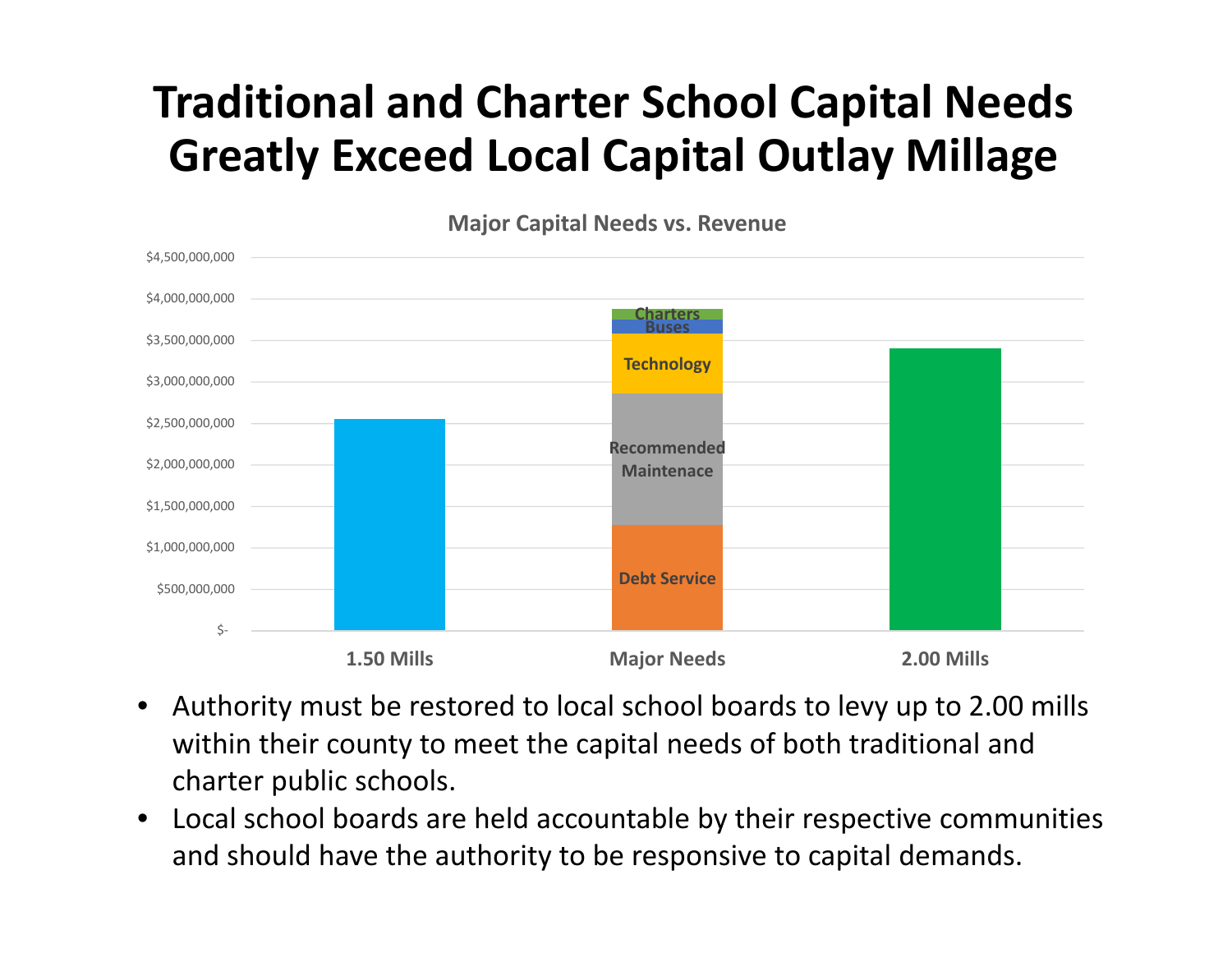# Traditional and Charter School Capital Needs Greatly Exceed Local Capital Outlay Millage

**Major Capital Needs vs. Revenue**

- Authority must be restored to local school boards to levy up to 2.00 mills within their county to meet the capital needs of both traditional and charter public schools.
- Local school boards are held accountable by their respective communities and should have the authority to be responsive to capital demands.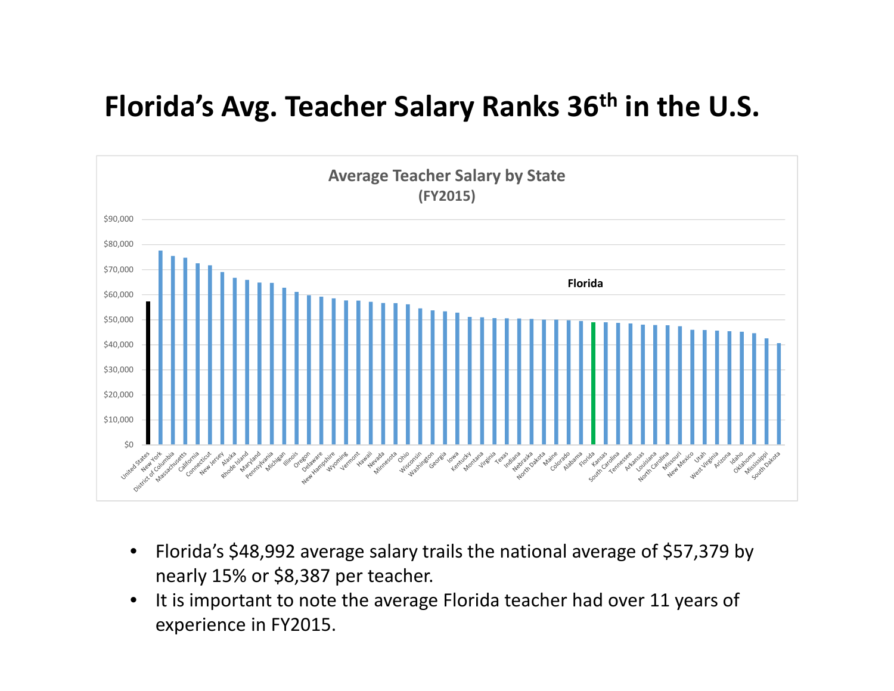# Florida's Avg. Teacher Salary Ranks 36th in the U.S.

**Average Teacher Salary by State**
**(FY2015)**

- Florida's $48,992 average salary trails the national average of $57,379 by nearly 15% or $8,387 per teacher.
- It is important to note the average Florida teacher had over 11 years of experience in FY2015.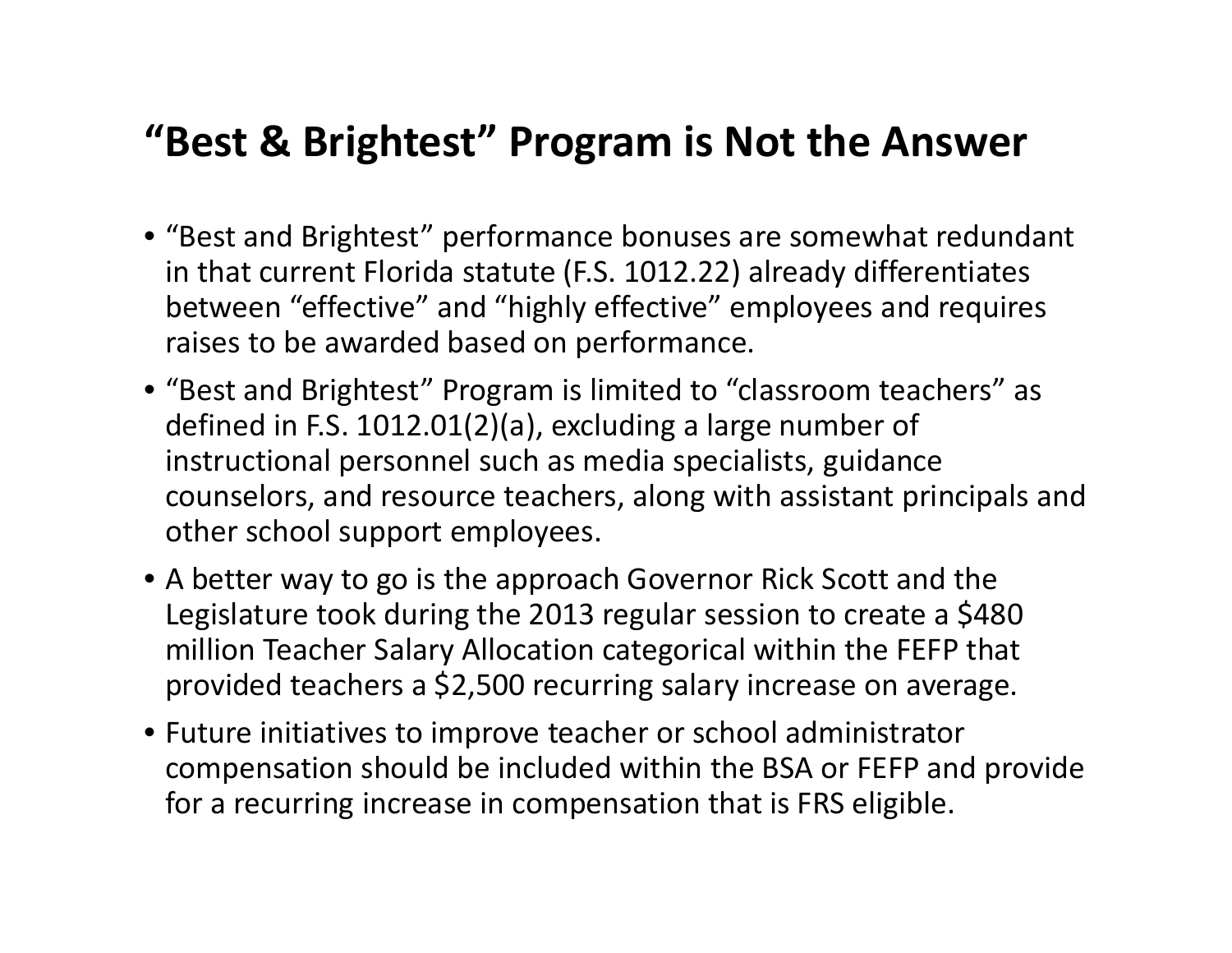# "Best & Brightest" Program is Not the Answer

- "Best and Brightest" performance bonuses are somewhat redundant in that current Florida statute (F.S. 1012.22) already differentiates between "effective" and "highly effective" employees and requires raises to be awarded based on performance.
- "Best and Brightest" Program is limited to "classroom teachers" as defined in F.S. 1012.01(2)(a), excluding a large number of instructional personnel such as media specialists, guidance counselors, and resource teachers, along with assistant principals and other school support employees.
- A better way to go is the approach Governor Rick Scott and the Legislature took during the 2013 regular session to create a $480 million Teacher Salary Allocation categorical within the FEFP that provided teachers a $2,500 recurring salary increase on average.
- Future initiatives to improve teacher or school administrator compensation should be included within the BSA or FEFP and provide for a recurring increase in compensation that is FRS eligible.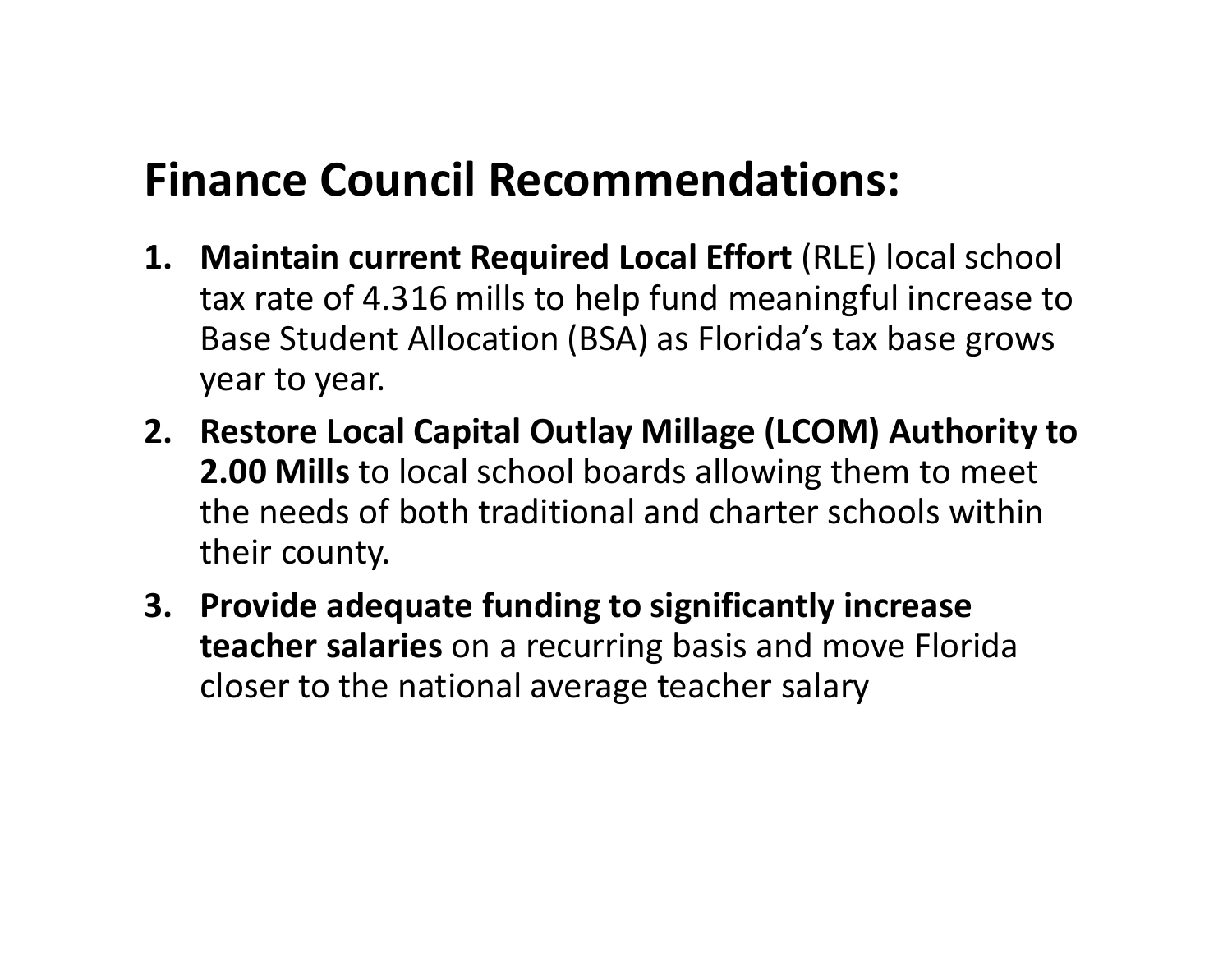## Finance Council Recommendations:

1. **Maintain current Required Local Effort** (RLE) local school tax rate of 4.316 mills to help fund meaningful increase to Base Student Allocation (BSA) as Florida's tax base grows year to year.
2. **Restore Local Capital Outlay Millage (LCOM) Authority to 2.00 Mills** to local school boards allowing them to meet the needs of both traditional and charter schools within their county.
3. **Provide adequate funding to significantly increase teacher salaries** on a recurring basis and move Florida closer to the national average teacher salary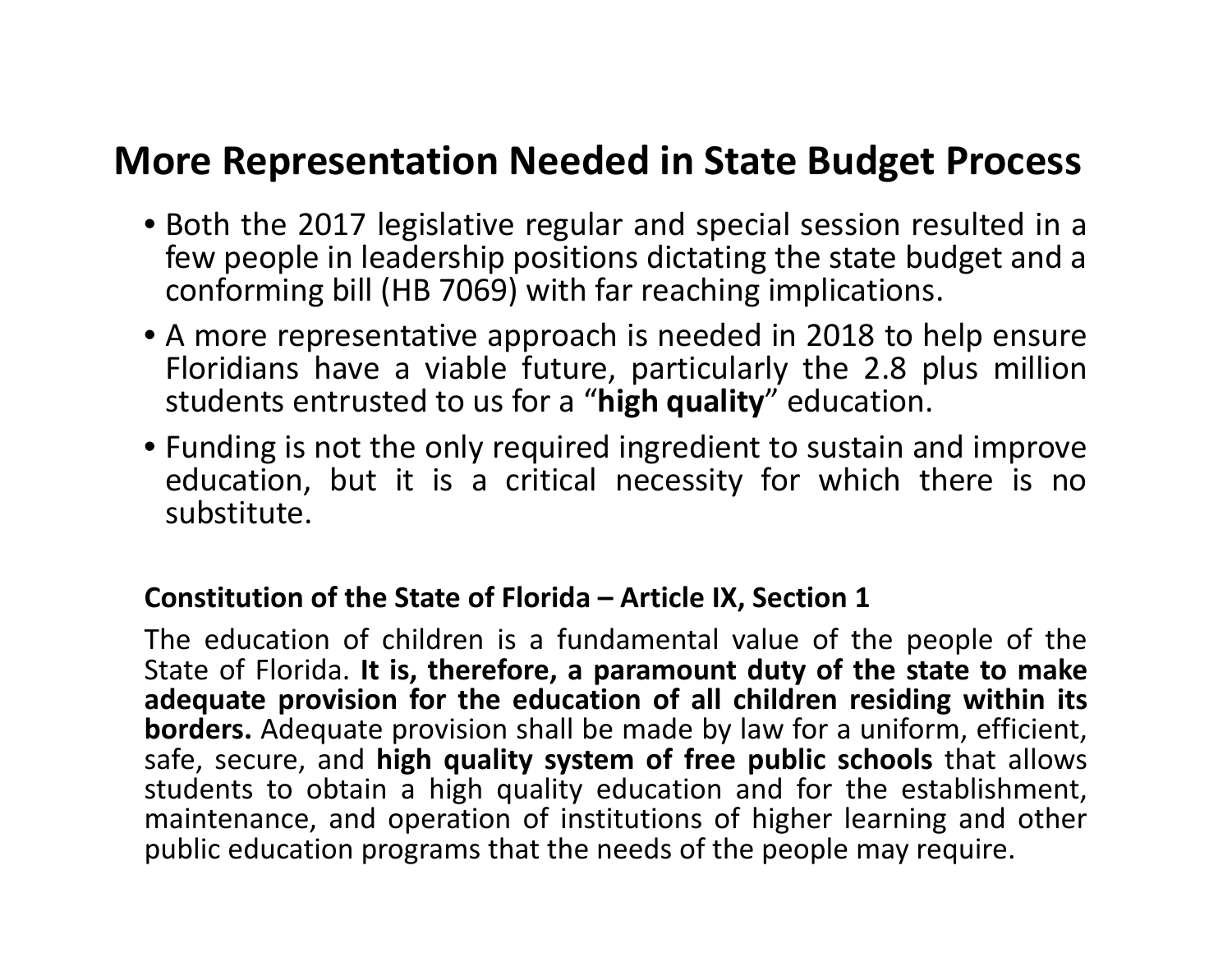# More Representation Needed in State Budget Process

- Both the 2017 legislative regular and special session resulted in a few people in leadership positions dictating the state budget and a conforming bill (HB 7069) with far reaching implications.
- A more representative approach is needed in 2018 to help ensure Floridians have a viable future, particularly the 2.8 plus million students entrusted to us for a "**high quality**" education.
- Funding is not the only required ingredient to sustain and improve education, but it is a critical necessity for which there is no substitute.

**Constitution of the State of Florida – Article IX, Section 1**

The education of children is a fundamental value of the people of the State of Florida. **It is, therefore, a paramount duty of the state to make adequate provision for the education of all children residing within its borders.** Adequate provision shall be made by law for a uniform, efficient, safe, secure, and **high quality system of free public schools** that allows students to obtain a high quality education and for the establishment, maintenance, and operation of institutions of higher learning and other public education programs that the needs of the people may require.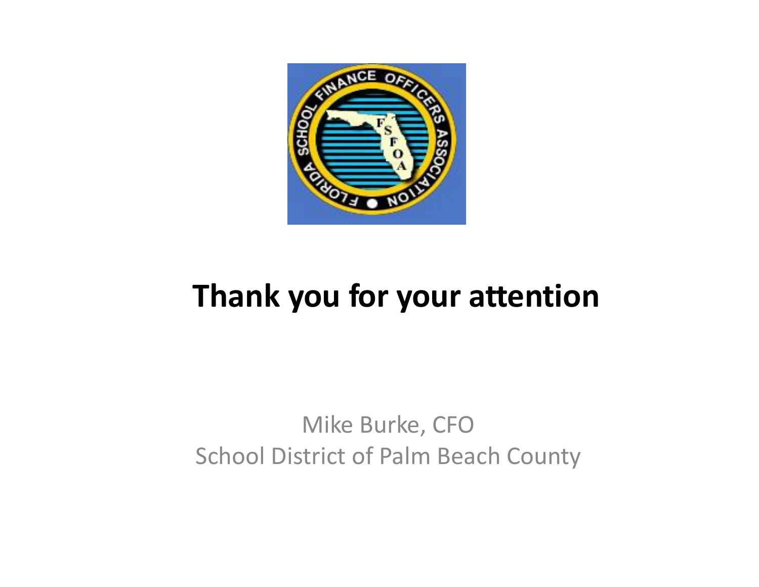**Thank you for your attention**

Mike Burke, CFO
School District of Palm Beach County